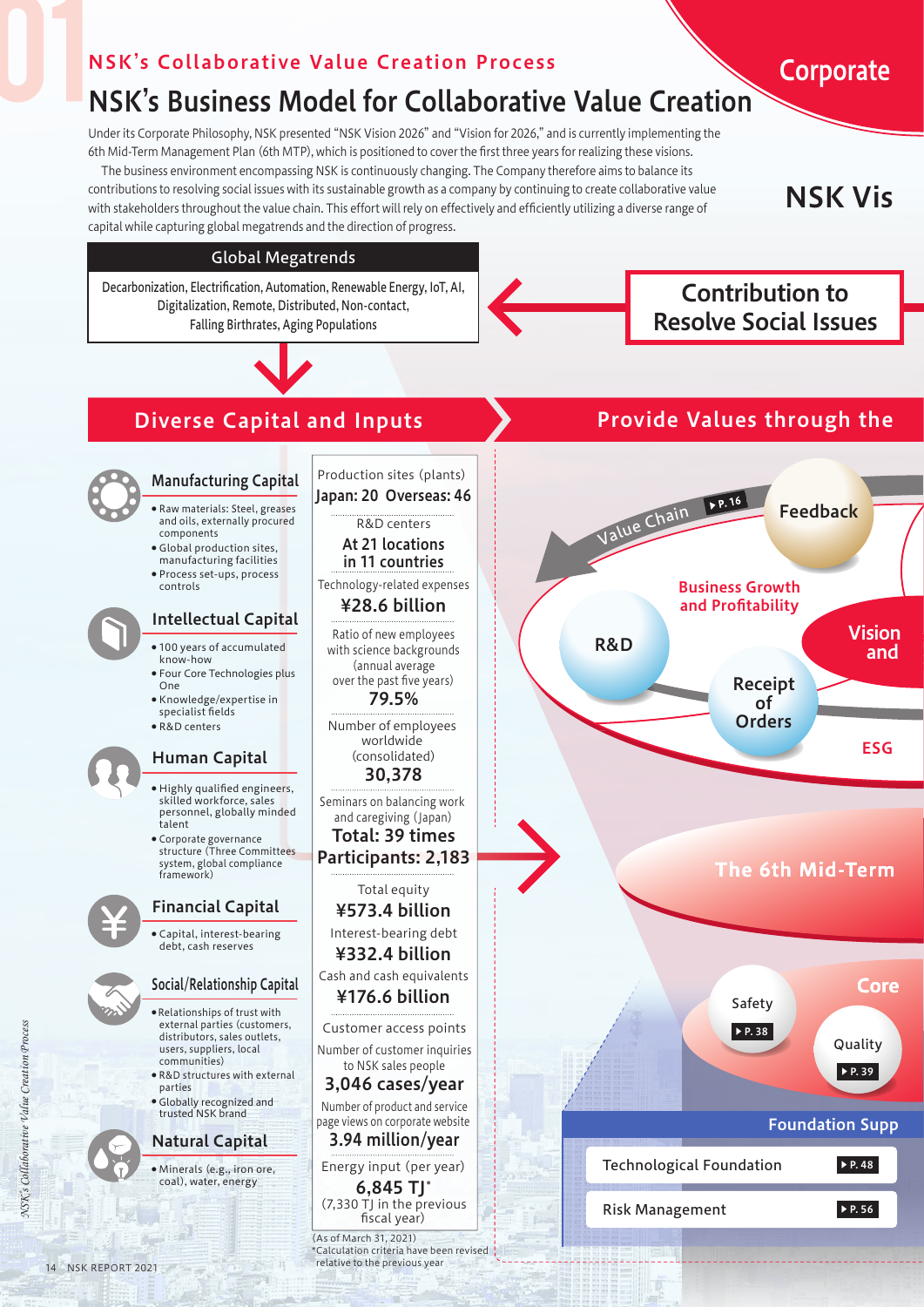# NSK's Collaborative Value Creation Process

# NSK's Business Model for Collaborative Value Creation

Under its Corporate Philosophy, NSK presented "NSK Vision 2026" and "Vision for 2026," and is currently implementing the 6th Mid-Term Management Plan (6th MTP), which is positioned to cover the first three years for realizing these visions.

The business environment encompassing NSK is continuously changing. The Company therefore aims to balance its contributions to resolving social issues with its sustainable growth as a company by continuing to create collaborative value with stakeholders throughout the value chain. This effort will rely on effectively and efficiently utilizing a diverse range of capital while capturing global megatrends and the direction of progress.

Corporate

NSK Vis

## Global Megatrends

Decarbonization, Electrification, Automation, Renewable Energy, IoT, AI, Digitalization, Remote, Distributed, Non-contact, Falling Birthrates, Aging Populations

## Contribution to Resolve Social Issues

## Diverse Capital and Inputs

### Manufacturing Capital

- Raw materials: Steel, greases and oils, externally procured components
- Global production sites, manufacturing facilities
- Process set-ups, process controls

Production sites (plants)
**Japan: 20 Overseas: 46**

R&D centers
**At 21 locations in 11 countries**

### Intellectual Capital

- 100 years of accumulated know-how
- Four Core Technologies plus One
- Knowledge/expertise in specialist fields
- R&D centers

Technology-related expenses
**¥28.6 billion**

Ratio of new employees with science backgrounds (annual average over the past five years)
**79.5%**

### Human Capital

- Highly qualified engineers, skilled workforce, sales personnel, globally minded talent
- Corporate governance structure (Three Committees system, global compliance framework)

Number of employees worldwide (consolidated)
**30,378**

Seminars on balancing work and caregiving (Japan)
**Total: 39 times**
**Participants: 2,183**

### Financial Capital

- Capital, interest-bearing debt, cash reserves

Total equity
**¥573.4 billion**

Interest-bearing debt
**¥332.4 billion**

Cash and cash equivalents
**¥176.6 billion**

### Social/Relationship Capital

- Relationships of trust with external parties (customers, distributors, sales outlets, users, suppliers, local communities)
- R&D structures with external parties
- Globally recognized and trusted NSK brand

Customer access points

Number of customer inquiries to NSK sales people
**3,046 cases/year**

Number of product and service page views on corporate website
**3.94 million/year**

### Natural Capital

- Minerals (e.g., iron ore, coal), water, energy

Energy input (per year)
**6,845 TJ***
(7,330 TJ in the previous fiscal year)

(As of March 31, 2021)
*Calculation criteria have been revised relative to the previous year

## Provide Values through the

Value Chain ▶P. 16

Feedback

Business Growth and Profitability

R&D

Receipt of Orders

Vision and

ESG

The 6th Mid-Term

Core

Safety ▶P. 38

Quality ▶P. 39

Foundation Supp

Technological Foundation ▶P. 48

Risk Management ▶P. 56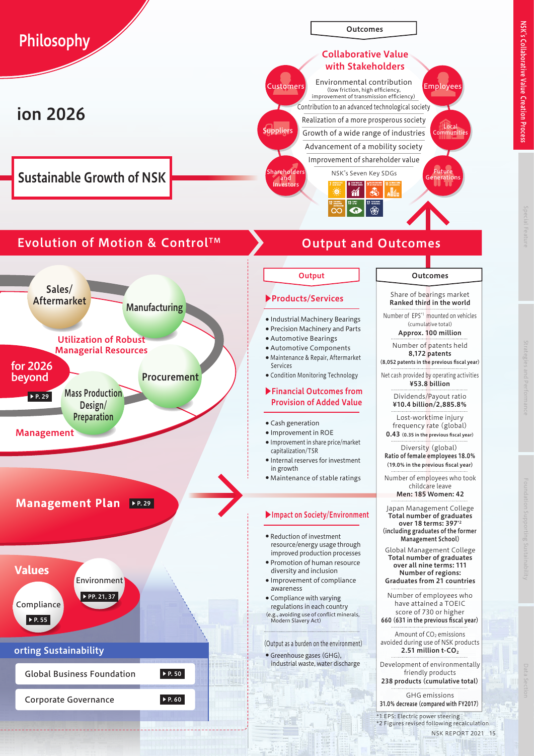Philosophy

ion 2026

Sustainable Growth of NSK

Outcomes

## Collaborative Value with Stakeholders

Customers, Employees, Suppliers, Local Communities, Shareholders and Investors, Future Generations

- Environmental contribution (low friction, high efficiency, improvement of transmission efficiency)
- Contribution to an advanced technological society
- Realization of a more prosperous society
- Growth of a wide range of industries
- Advancement of a mobility society
- Improvement of shareholder value

NSK's Seven Key SDGs

## Evolution of Motion & Control™

Sales/Aftermarket

Manufacturing

Utilization of Robust Managerial Resources

for 2026 beyond ▶ P. 29

Mass Production Design/Preparation

Procurement

Management

## Management Plan ▶ P. 29

## Values

Environment ▶ PP. 21, 37

Compliance ▶ P. 55

## orting Sustainability

Global Business Foundation ▶ P. 50

Corporate Governance ▶ P. 60

## Output and Outcomes

### Output

#### ▶Products/Services

- Industrial Machinery Bearings
- Precision Machinery and Parts
- Automotive Bearings
- Automotive Components
- Maintenance & Repair, Aftermarket Services
- Condition Monitoring Technology

#### ▶Financial Outcomes from Provision of Added Value

- Cash generation
- Improvement in ROE
- Improvement in share price/market capitalization/TSR
- Internal reserves for investment in growth
- Maintenance of stable ratings

#### ▶Impact on Society/Environment

- Reduction of investment resource/energy usage through improved production processes
- Promotion of human resource diversity and inclusion
- Improvement of compliance awareness
- Compliance with varying regulations in each country (e.g., avoiding use of conflict minerals, Modern Slavery Act)

(Output as a burden on the environment)

- Greenhouse gases (GHG), industrial waste, water discharge

### Outcomes

Share of bearings market
**Ranked third in the world**

Number of EPS[*1] mounted on vehicles (cumulative total)
**Approx. 100 million**

Number of patents held
**8,172 patents**
(8,052 patents in the previous fiscal year)

Net cash provided by operating activities
**¥53.8 billion**

Dividends/Payout ratio
**¥10.4 billion/2,885.8%**

Lost-worktime injury frequency rate (global)
**0.43** (0.35 in the previous fiscal year)

Diversity (global)
**Ratio of female employees 18.0%**
(19.0% in the previous fiscal year)

Number of employees who took childcare leave
**Men: 185 Women: 42**

Japan Management College
**Total number of graduates over 18 terms: 397[*2]**
**(including graduates of the former Management School)**

Global Management College
**Total number of graduates over all nine terms: 111**
**Number of regions: Graduates from 21 countries**

Number of employees who have attained a TOEIC score of 730 or higher
**660 (631 in the previous fiscal year)**

Amount of $CO_2$ emissions avoided during use of NSK products
**2.51 million t-$CO_2$**

Development of environmentally friendly products
**238 products (cumulative total)**

GHG emissions
**31.0% decrease (compared with FY2017)**

*1 EPS: Electric power steering
*2 Figures revised following recalculation